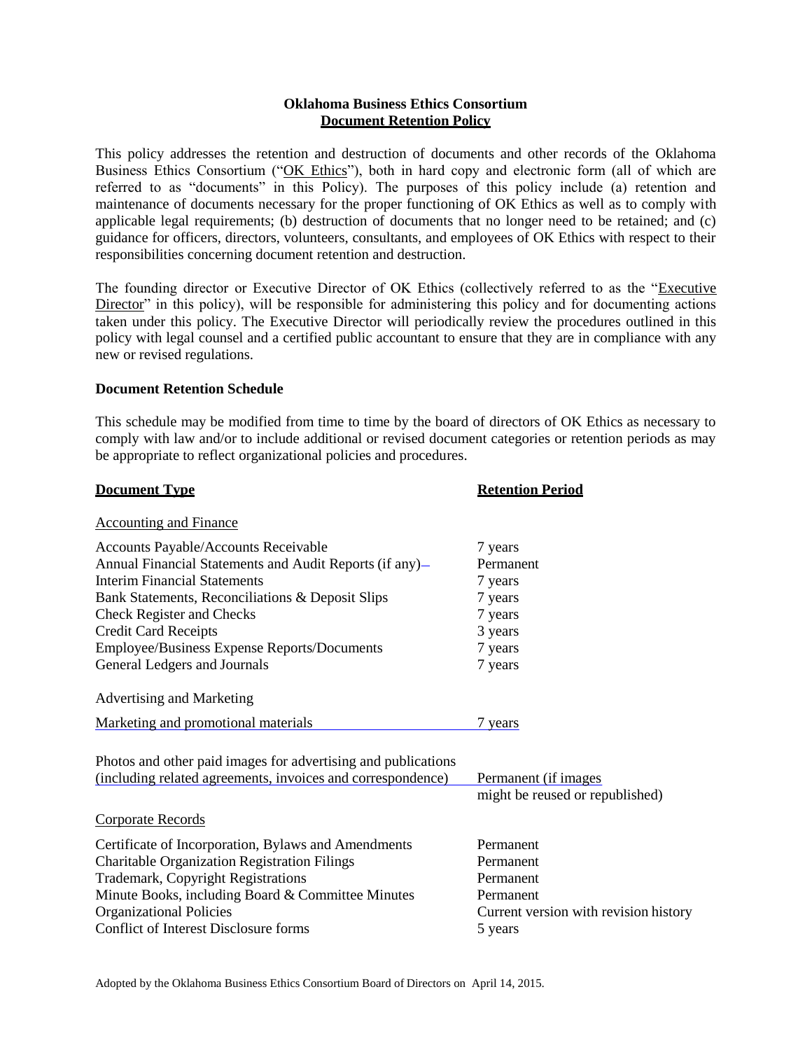**Oklahoma Business Ethics Consortium**
**Document Retention Policy**

This policy addresses the retention and destruction of documents and other records of the Oklahoma Business Ethics Consortium ("OK Ethics"), both in hard copy and electronic form (all of which are referred to as "documents" in this Policy). The purposes of this policy include (a) retention and maintenance of documents necessary for the proper functioning of OK Ethics as well as to comply with applicable legal requirements; (b) destruction of documents that no longer need to be retained; and (c) guidance for officers, directors, volunteers, consultants, and employees of OK Ethics with respect to their responsibilities concerning document retention and destruction.

The founding director or Executive Director of OK Ethics (collectively referred to as the "Executive Director" in this policy), will be responsible for administering this policy and for documenting actions taken under this policy. The Executive Director will periodically review the procedures outlined in this policy with legal counsel and a certified public accountant to ensure that they are in compliance with any new or revised regulations.

**Document Retention Schedule**

This schedule may be modified from time to time by the board of directors of OK Ethics as necessary to comply with law and/or to include additional or revised document categories or retention periods as may be appropriate to reflect organizational policies and procedures.

| Document Type | Retention Period |
|---|---|
| Accounting and Finance | |
| Accounts Payable/Accounts Receivable | 7 years |
| Annual Financial Statements and Audit Reports (if any) | Permanent |
| Interim Financial Statements | 7 years |
| Bank Statements, Reconciliations & Deposit Slips | 7 years |
| Check Register and Checks | 7 years |
| Credit Card Receipts | 3 years |
| Employee/Business Expense Reports/Documents | 7 years |
| General Ledgers and Journals | 7 years |
| Advertising and Marketing | |
| Marketing and promotional materials | 7 years |
| Photos and other paid images for advertising and publications (including related agreements, invoices and correspondence) | Permanent (if images might be reused or republished) |
| Corporate Records | |
| Certificate of Incorporation, Bylaws and Amendments | Permanent |
| Charitable Organization Registration Filings | Permanent |
| Trademark, Copyright Registrations | Permanent |
| Minute Books, including Board & Committee Minutes | Permanent |
| Organizational Policies | Current version with revision history |
| Conflict of Interest Disclosure forms | 5 years |

Adopted by the Oklahoma Business Ethics Consortium Board of Directors on April 14, 2015.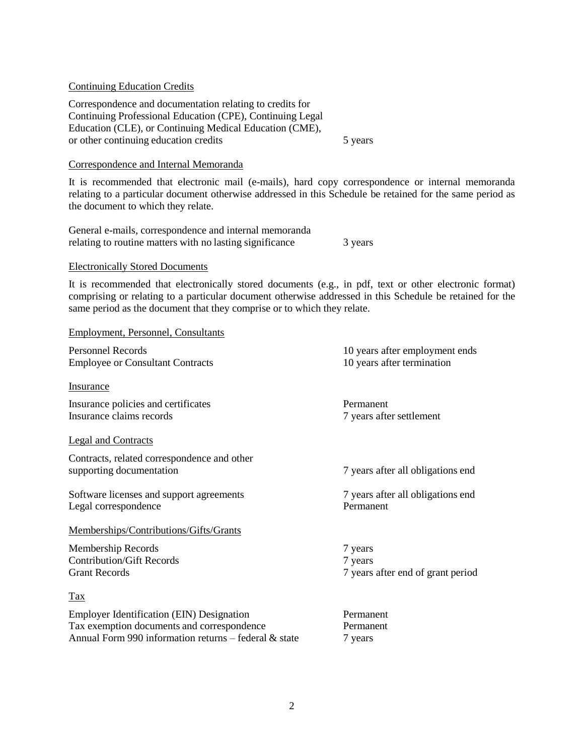Continuing Education Credits

| | |
|---|---|
| Correspondence and documentation relating to credits for Continuing Professional Education (CPE), Continuing Legal Education (CLE), or Continuing Medical Education (CME), or other continuing education credits | 5 years |

Correspondence and Internal Memoranda

It is recommended that electronic mail (e-mails), hard copy correspondence or internal memoranda relating to a particular document otherwise addressed in this Schedule be retained for the same period as the document to which they relate.

| | |
|---|---|
| General e-mails, correspondence and internal memoranda relating to routine matters with no lasting significance | 3 years |

Electronically Stored Documents

It is recommended that electronically stored documents (e.g., in pdf, text or other electronic format) comprising or relating to a particular document otherwise addressed in this Schedule be retained for the same period as the document that they comprise or to which they relate.

Employment, Personnel, Consultants

| | |
|---|---|
| Personnel Records | 10 years after employment ends |
| Employee or Consultant Contracts | 10 years after termination |

Insurance

| | |
|---|---|
| Insurance policies and certificates | Permanent |
| Insurance claims records | 7 years after settlement |

Legal and Contracts

| | |
|---|---|
| Contracts, related correspondence and other supporting documentation | 7 years after all obligations end |
| Software licenses and support agreements | 7 years after all obligations end |
| Legal correspondence | Permanent |

Memberships/Contributions/Gifts/Grants

| | |
|---|---|
| Membership Records | 7 years |
| Contribution/Gift Records | 7 years |
| Grant Records | 7 years after end of grant period |

Tax

| | |
|---|---|
| Employer Identification (EIN) Designation | Permanent |
| Tax exemption documents and correspondence | Permanent |
| Annual Form 990 information returns – federal & state | 7 years |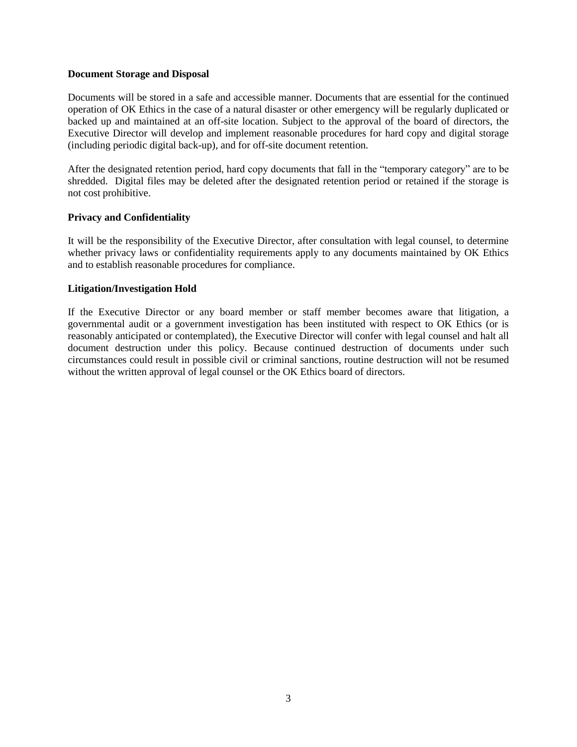**Document Storage and Disposal**

Documents will be stored in a safe and accessible manner. Documents that are essential for the continued operation of OK Ethics in the case of a natural disaster or other emergency will be regularly duplicated or backed up and maintained at an off-site location. Subject to the approval of the board of directors, the Executive Director will develop and implement reasonable procedures for hard copy and digital storage (including periodic digital back-up), and for off-site document retention.

After the designated retention period, hard copy documents that fall in the "temporary category" are to be shredded. Digital files may be deleted after the designated retention period or retained if the storage is not cost prohibitive.

**Privacy and Confidentiality**

It will be the responsibility of the Executive Director, after consultation with legal counsel, to determine whether privacy laws or confidentiality requirements apply to any documents maintained by OK Ethics and to establish reasonable procedures for compliance.

**Litigation/Investigation Hold**

If the Executive Director or any board member or staff member becomes aware that litigation, a governmental audit or a government investigation has been instituted with respect to OK Ethics (or is reasonably anticipated or contemplated), the Executive Director will confer with legal counsel and halt all document destruction under this policy. Because continued destruction of documents under such circumstances could result in possible civil or criminal sanctions, routine destruction will not be resumed without the written approval of legal counsel or the OK Ethics board of directors.